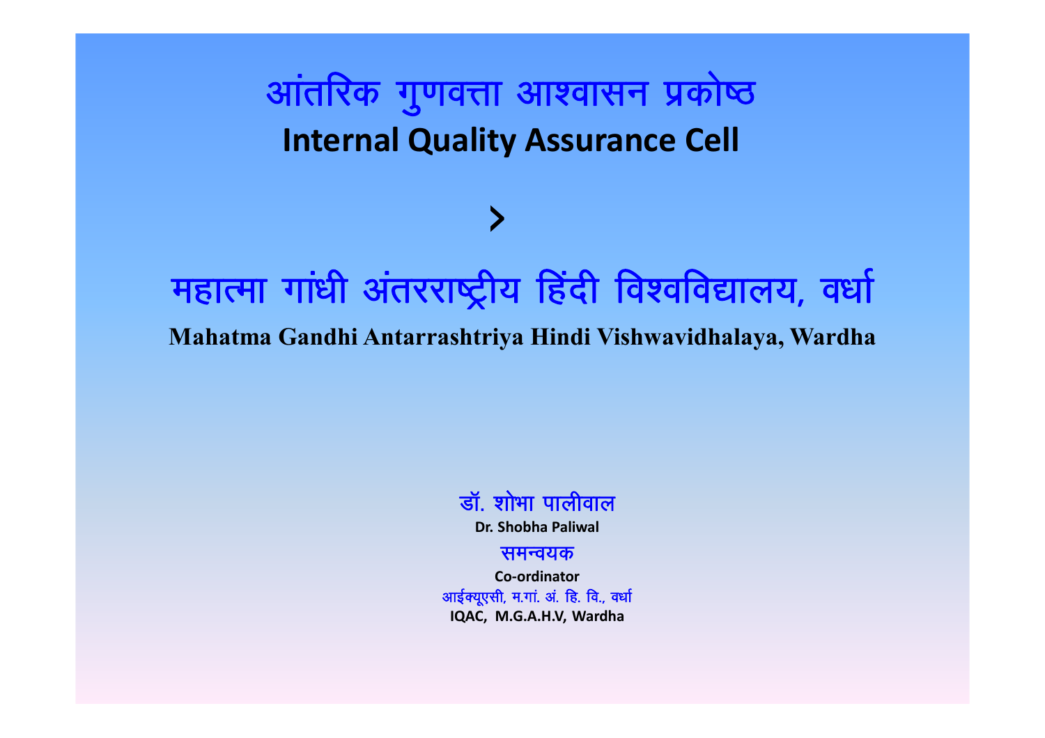# आंतरिक गुणवत्ता आश्वासन प्रकोष्ठ

## Internal Quality Assurance Cell

# महात्मा गांधी अंतरराष्ट्रीय हिंदी विश्वविद्यालय, वर्धा

**Mahatma Gandhi Antarrashtriya Hindi Vishwavidhalaya, Wardha**

डॉ. शोभा पालीवाल

**Dr. Shobha Paliwal**

समन्वयक

**Co-ordinator**

आईक्यूएसी, म.गां. अं. हि. वि., वर्धा

**IQAC, M.G.A.H.V, Wardha**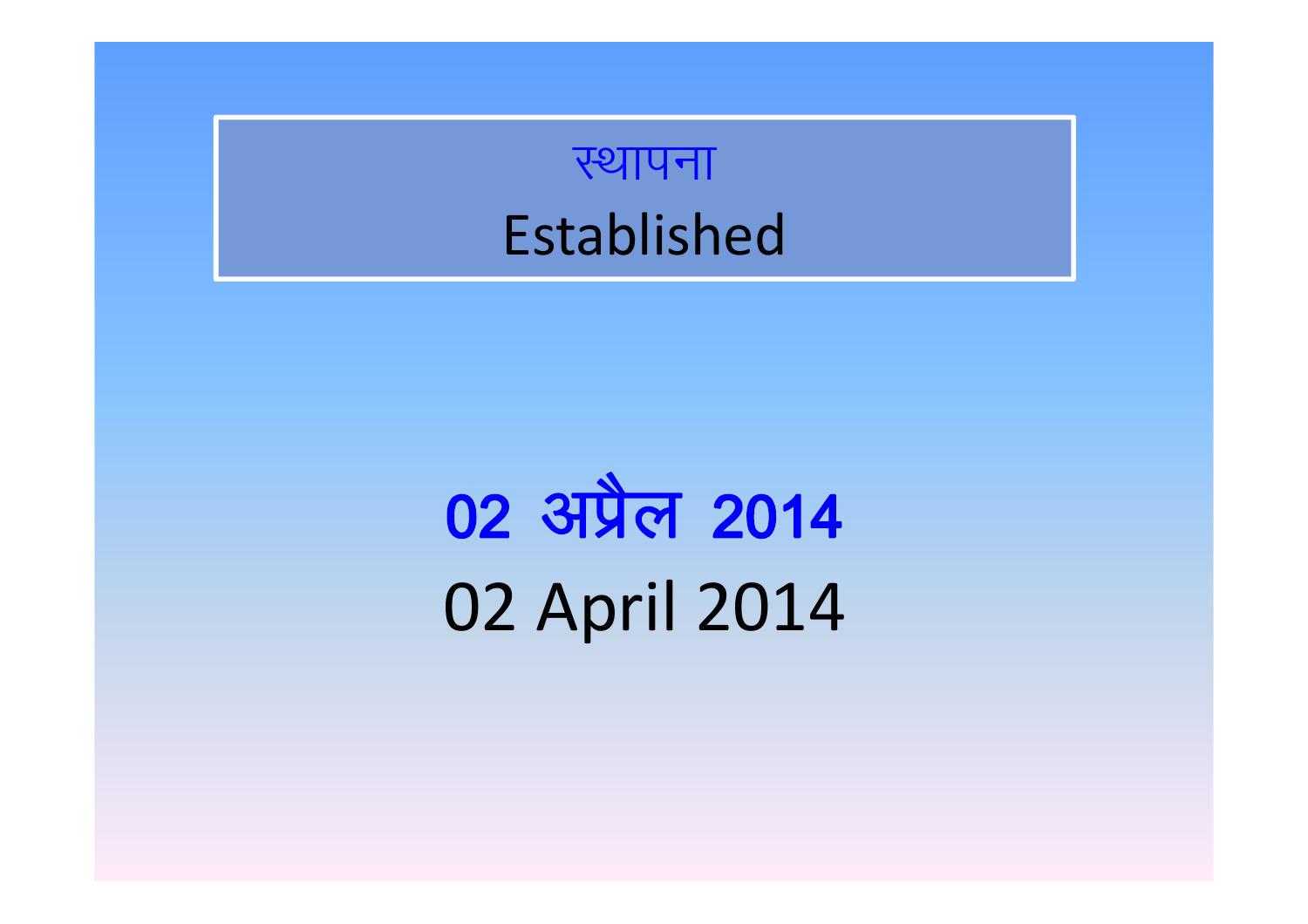## स्थापना
## Established

**02 अप्रैल 2014**

02 April 2014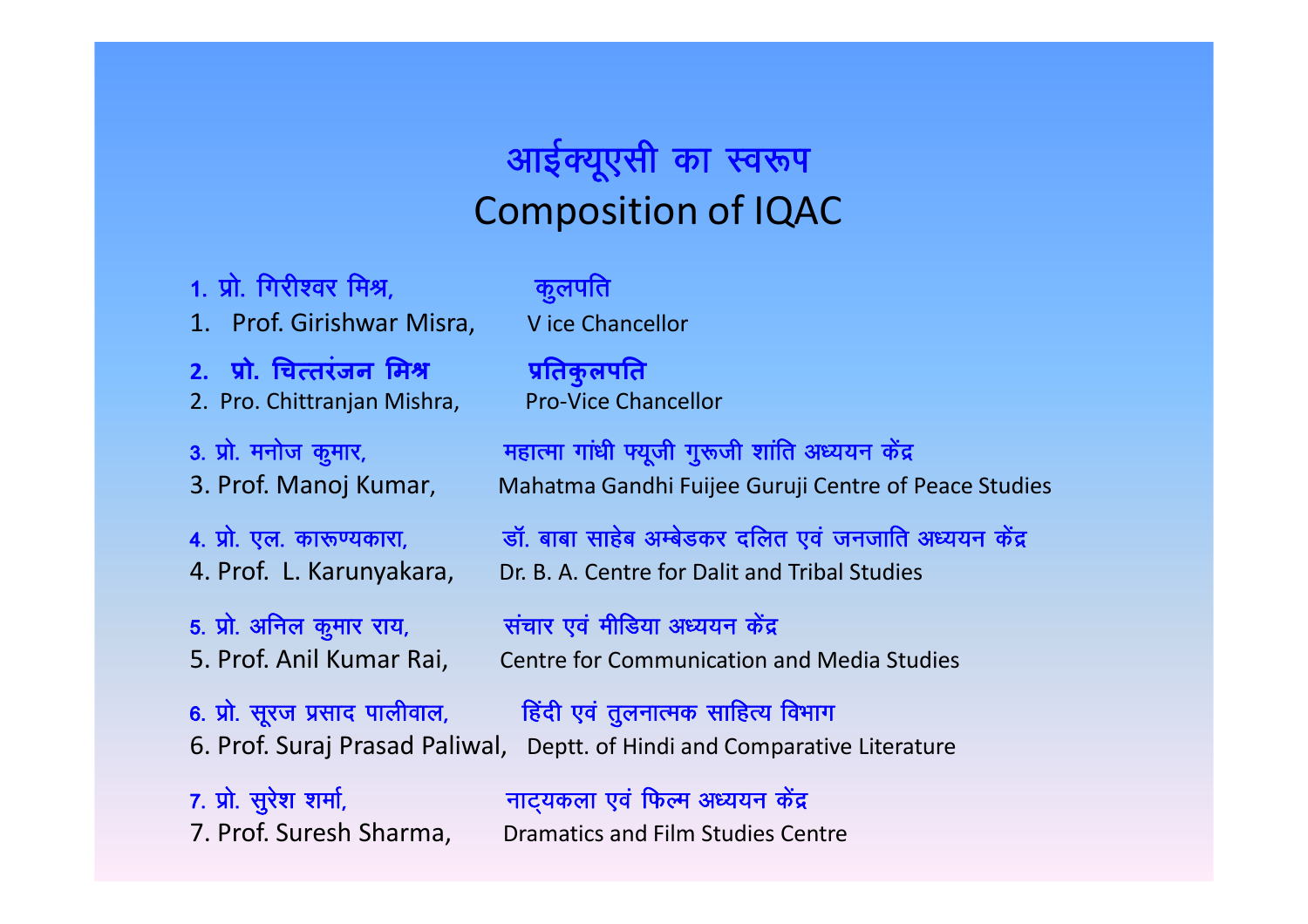# आईक्यूएसी का स्वरूप
# Composition of IQAC

1. प्रो. गिरीश्वर मिश्र, कुलपति
1. Prof. Girishwar Misra, Vice Chancellor

2. **प्रो. चित्तरंजन मिश्र** **प्रतिकुलपति**
2. Pro. Chittranjan Mishra, Pro-Vice Chancellor

3. प्रो. मनोज कुमार, महात्मा गांधी फ्यूजी गुरूजी शांति अध्ययन केंद्र
3. Prof. Manoj Kumar, Mahatma Gandhi Fuijee Guruji Centre of Peace Studies

4. प्रो. एल. कारूण्यकारा, डॉ. बाबा साहेब अम्बेडकर दलित एवं जनजाति अध्ययन केंद्र
4. Prof. L. Karunyakara, Dr. B. A. Centre for Dalit and Tribal Studies

5. प्रो. अनिल कुमार राय, संचार एवं मीडिया अध्ययन केंद्र
5. Prof. Anil Kumar Rai, Centre for Communication and Media Studies

6. प्रो. सूरज प्रसाद पालीवाल, हिंदी एवं तुलनात्मक साहित्य विभाग
6. Prof. Suraj Prasad Paliwal, Deptt. of Hindi and Comparative Literature

7. प्रो. सुरेश शर्मा, नाट्यकला एवं फिल्म अध्ययन केंद्र
7. Prof. Suresh Sharma, Dramatics and Film Studies Centre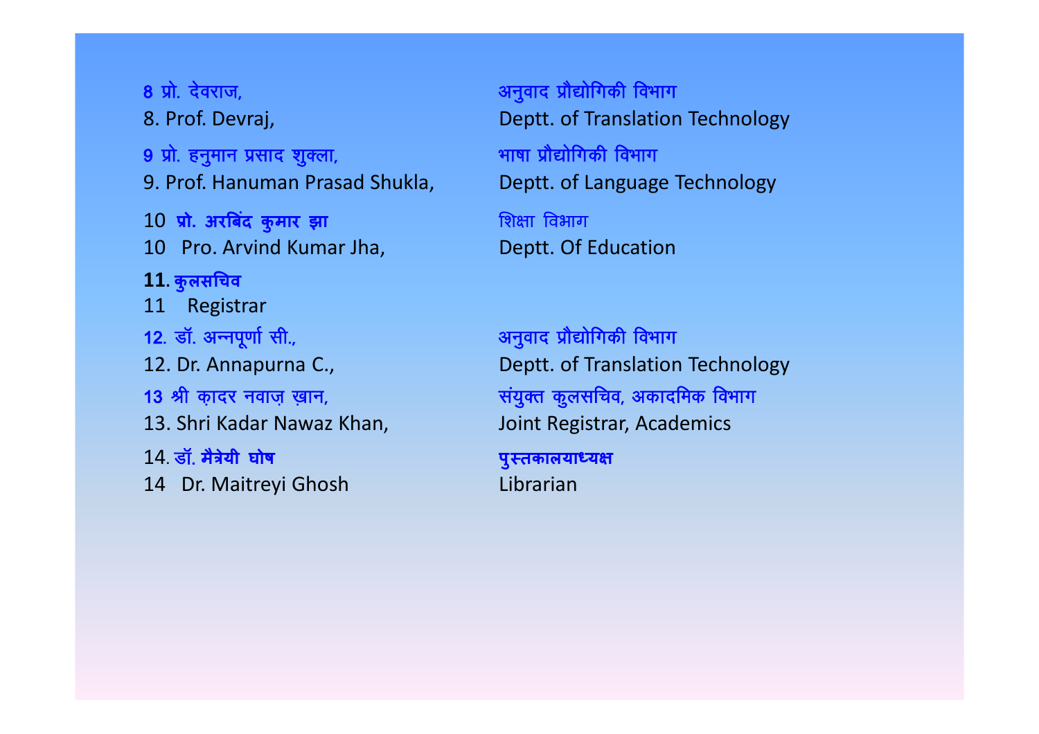| | |
|---|---|
| 8 प्रो. देवराज, | अनुवाद प्रौद्योगिकी विभाग |
| 8. Prof. Devraj, | Deptt. of Translation Technology |
| 9 प्रो. हनुमान प्रसाद शुक्ला, | भाषा प्रौद्योगिकी विभाग |
| 9. Prof. Hanuman Prasad Shukla, | Deptt. of Language Technology |
| 10 **प्रो. अरबिंद कुमार झा** | शिक्षा विभाग |
| 10 Pro. Arvind Kumar Jha, | Deptt. Of Education |
| **11. कुलसचिव** | |
| 11 Registrar | |
| 12. डॉ. अन्नपूर्णा सी., | अनुवाद प्रौद्योगिकी विभाग |
| 12. Dr. Annapurna C., | Deptt. of Translation Technology |
| 13 श्री क़ादर नवाज़ ख़ान, | संयुक्त कुलसचिव, अकादमिक विभाग |
| 13. Shri Kadar Nawaz Khan, | Joint Registrar, Academics |
| 14. डॉ. **मैत्रेयी घोष** | **पुस्तकालयाध्यक्ष** |
| 14 Dr. Maitreyi Ghosh | Librarian |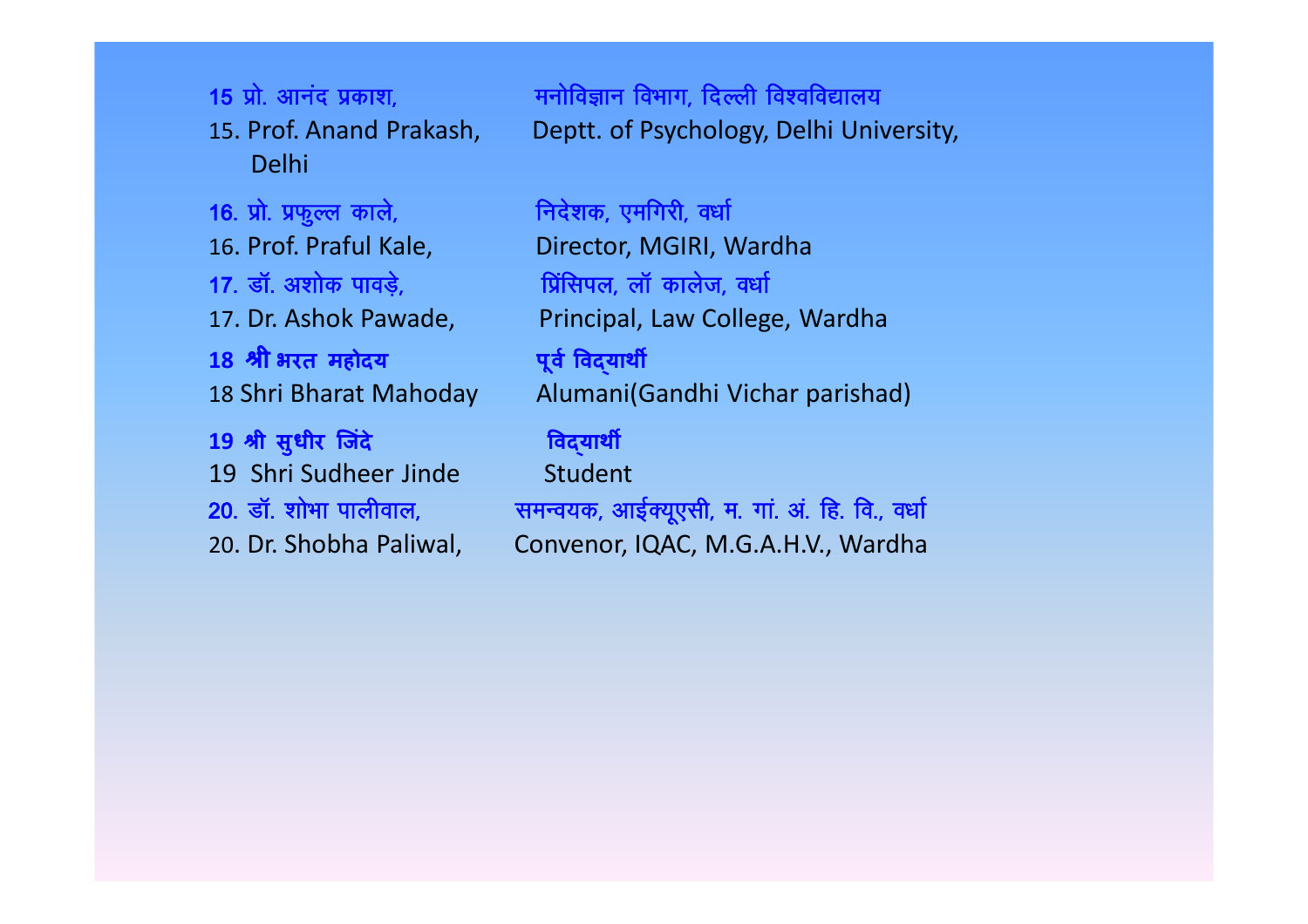15 प्रो. आनंद प्रकाश, मनोविज्ञान विभाग, दिल्ली विश्वविद्यालय

15. Prof. Anand Prakash, Deptt. of Psychology, Delhi University, Delhi

16. प्रो. प्रफुल्ल काले, निदेशक, एमगिरी, वर्धा

16. Prof. Praful Kale, Director, MGIRI, Wardha

17. डॉ. अशोक पावड़े, प्रिंसिपल, लॉ कालेज, वर्धा

17. Dr. Ashok Pawade, Principal, Law College, Wardha

18 श्री भरत महोदय पूर्व विद्यार्थी

18 Shri Bharat Mahoday Alumani(Gandhi Vichar parishad)

19 श्री सुधीर जिंदे विद्यार्थी

19 Shri Sudheer Jinde Student

20. डॉ. शोभा पालीवाल, समन्वयक, आईक्यूएसी, म. गां. अं. हि. वि., वर्धा

20. Dr. Shobha Paliwal, Convenor, IQAC, M.G.A.H.V., Wardha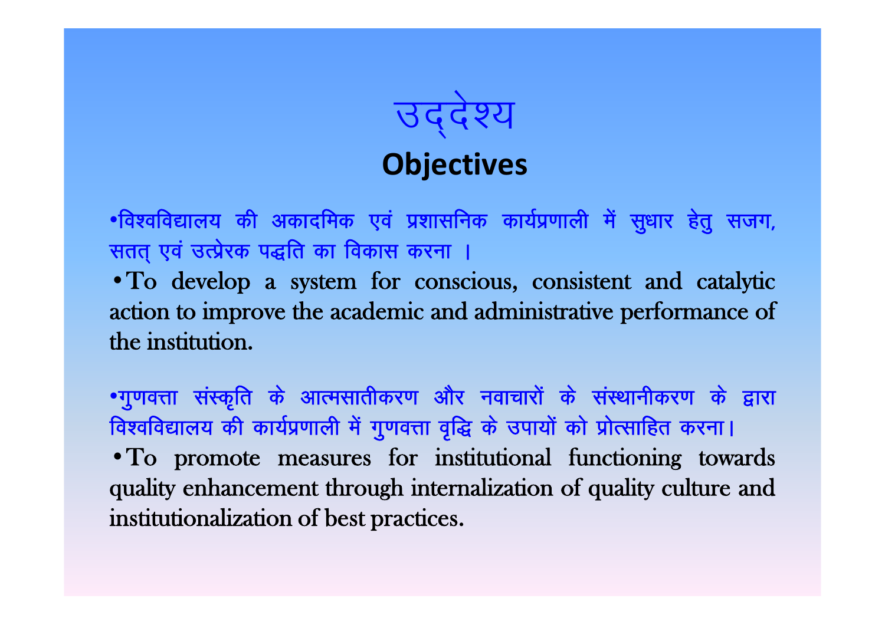# उद्देश्य

## Objectives

- विश्वविद्यालय की अकादमिक एवं प्रशासनिक कार्यप्रणाली में सुधार हेतु सजग, सतत् एवं उत्प्रेरक पद्धति का विकास करना ।
- To develop a system for conscious, consistent and catalytic action to improve the academic and administrative performance of the institution.

- गुणवत्ता संस्कृति के आत्मसातीकरण और नवाचारों के संस्थानीकरण के द्वारा विश्वविद्यालय की कार्यप्रणाली में गुणवत्ता वृद्धि के उपायों को प्रोत्साहित करना।
- To promote measures for institutional functioning towards quality enhancement through internalization of quality culture and institutionalization of best practices.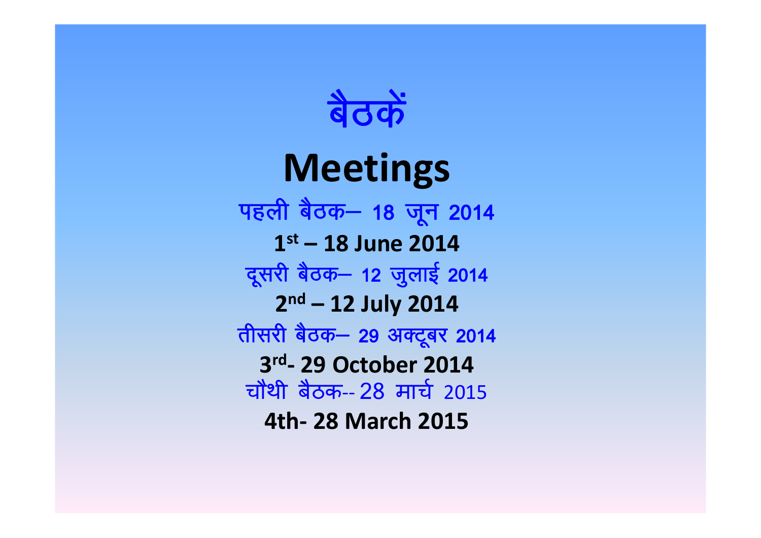# बैठकें

# Meetings

पहली बैठक– 18 जून 2014

**1st – 18 June 2014**

दूसरी बैठक– 12 जुलाई 2014

**2nd – 12 July 2014**

तीसरी बैठक– 29 अक्टूबर 2014

**3rd- 29 October 2014**

चौथी बैठक-- 28 मार्च 2015

**4th- 28 March 2015**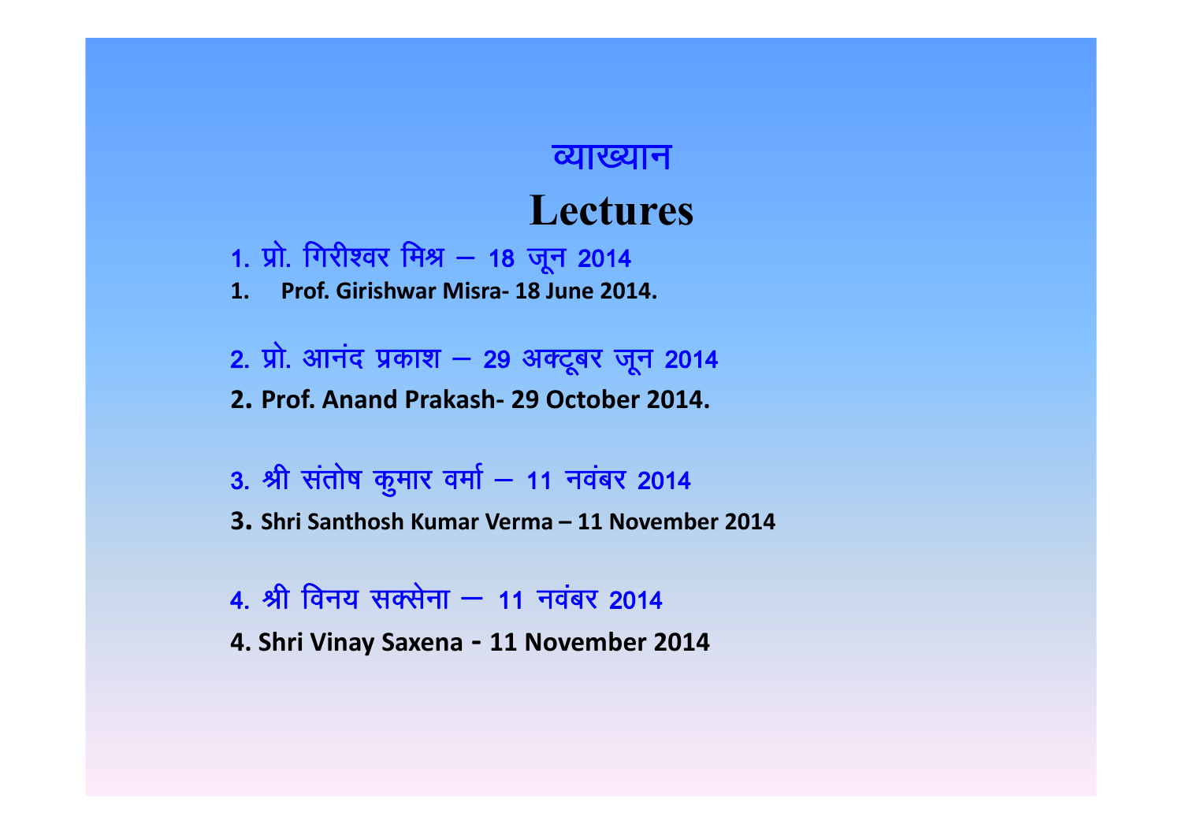# व्याख्यान

# Lectures

1. प्रो. गिरीश्वर मिश्र – 18 जून 2014
1. **Prof. Girishwar Misra- 18 June 2014.**

2. प्रो. आनंद प्रकाश – 29 अक्टूबर जून 2014
2. **Prof. Anand Prakash- 29 October 2014.**

3. श्री संतोष कुमार वर्मा – 11 नवंबर 2014
3. **Shri Santhosh Kumar Verma – 11 November 2014**

4. श्री विनय सक्सेना – 11 नवंबर 2014
4. **Shri Vinay Saxena - 11 November 2014**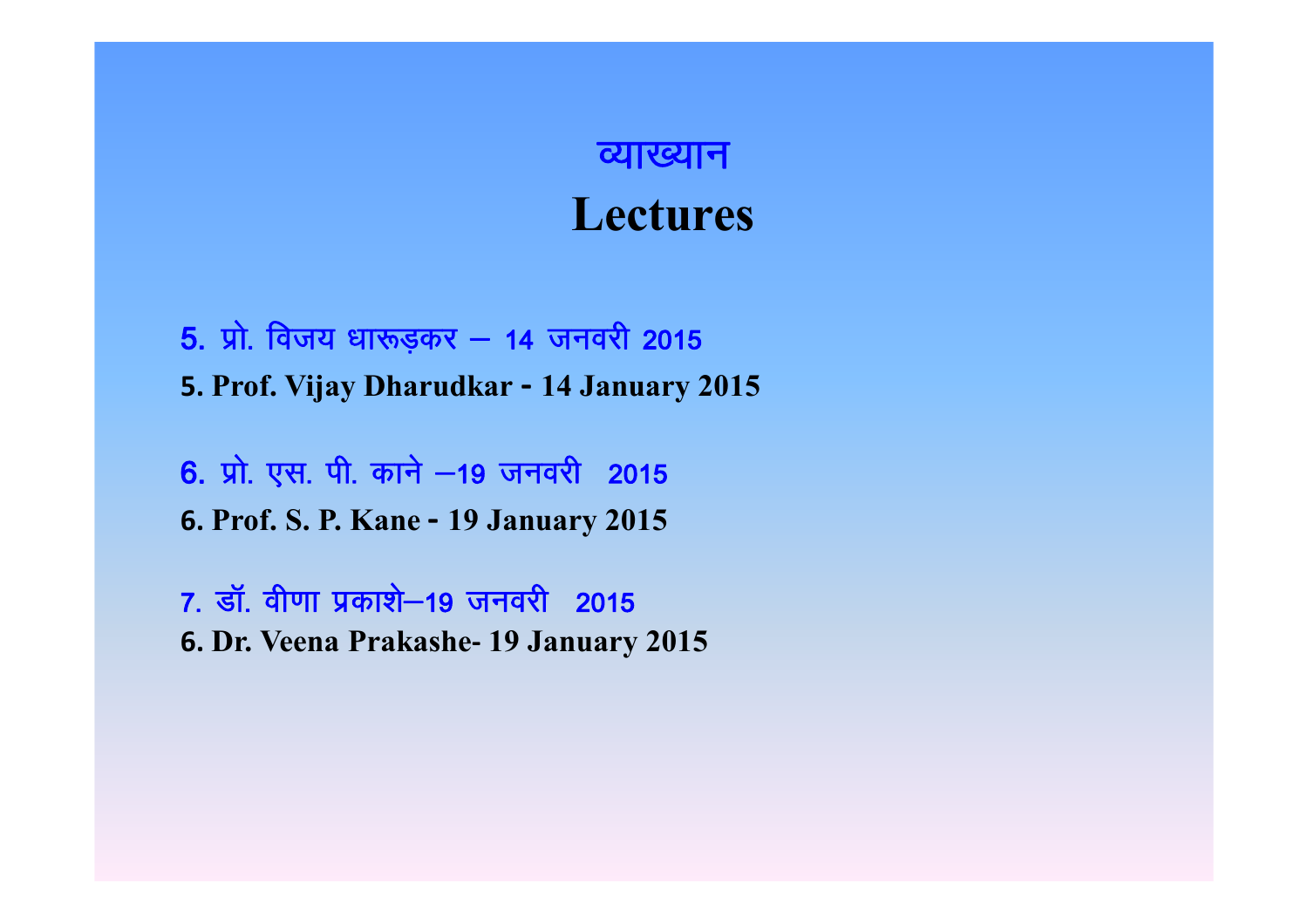# व्याख्यान

# Lectures

5. प्रो. विजय धारूड़कर – 14 जनवरी 2015

**5. Prof. Vijay Dharudkar - 14 January 2015**

6. प्रो. एस. पी. काने –19 जनवरी 2015

**6. Prof. S. P. Kane - 19 January 2015**

7. डॉ. वीणा प्रकाशे–19 जनवरी 2015

**6. Dr. Veena Prakashe- 19 January 2015**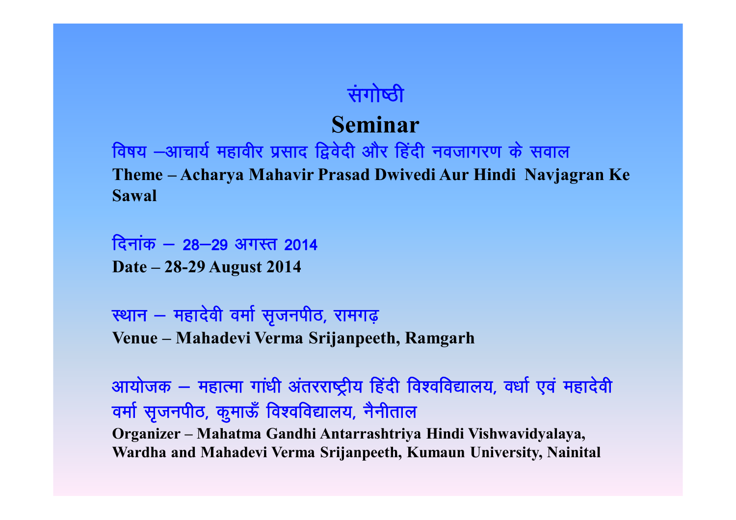# संगोष्ठी

# Seminar

विषय –आचार्य महावीर प्रसाद द्विवेदी और हिंदी नवजागरण के सवाल

**Theme – Acharya Mahavir Prasad Dwivedi Aur Hindi Navjagran Ke Sawal**

दिनांक – 28–29 अगस्त 2014

**Date – 28-29 August 2014**

स्थान – महादेवी वर्मा सृजनपीठ, रामगढ़

**Venue – Mahadevi Verma Srijanpeeth, Ramgarh**

आयोजक – महात्मा गांधी अंतरराष्ट्रीय हिंदी विश्वविद्यालय, वर्धा एवं महादेवी वर्मा सृजनपीठ, कुमाऊँ विश्वविद्यालय, नैनीताल

**Organizer – Mahatma Gandhi Antarrashtriya Hindi Vishwavidyalaya, Wardha and Mahadevi Verma Srijanpeeth, Kumaun University, Nainital**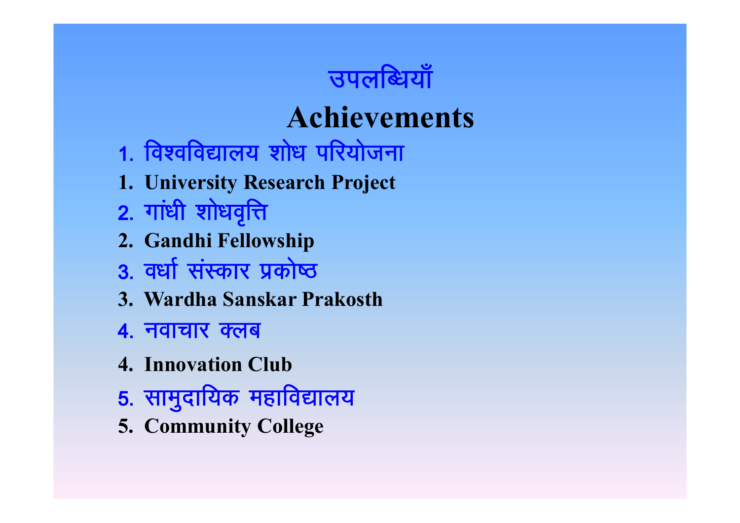# उपलब्धियाँ

# Achievements

1. विश्वविद्यालय शोध परियोजना
1. **University Research Project**
2. गांधी शोधवृत्ति
2. **Gandhi Fellowship**
3. वर्धा संस्कार प्रकोष्ठ
3. **Wardha Sanskar Prakosth**
4. नवाचार क्लब
4. **Innovation Club**
5. सामुदायिक महाविद्यालय
5. **Community College**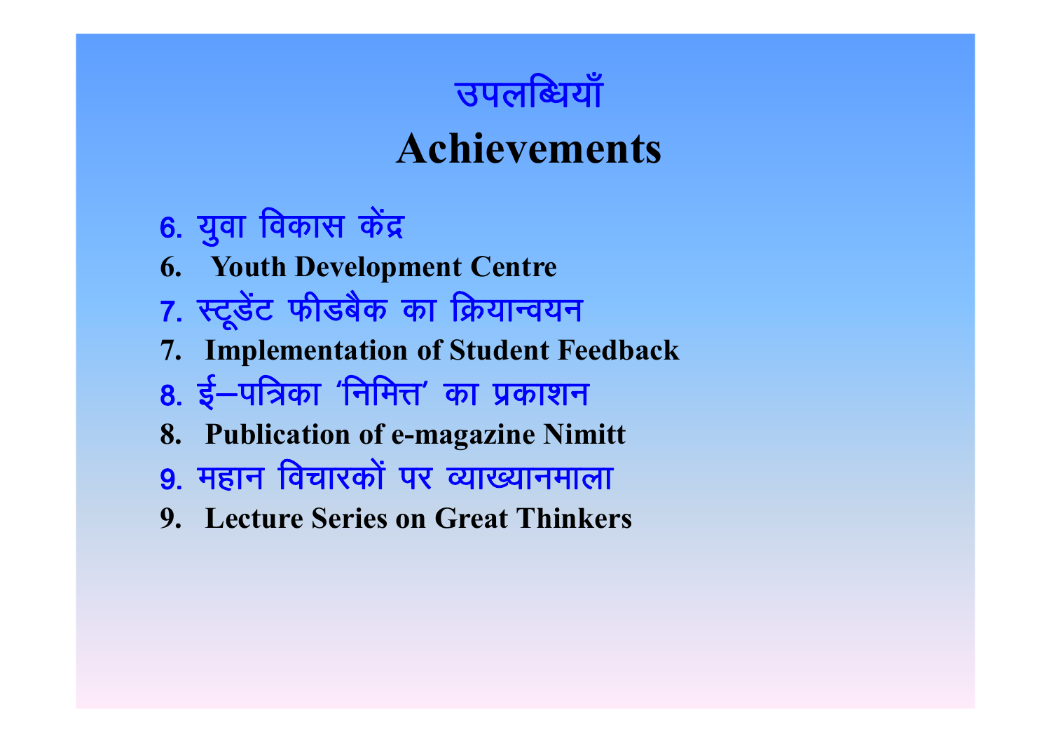# उपलब्धियाँ

# Achievements

6. युवा विकास केंद्र
6. **Youth Development Centre**
7. स्टूडेंट फीडबैक का क्रियान्वयन
7. **Implementation of Student Feedback**
8. ई–पत्रिका 'निमित्त' का प्रकाशन
8. **Publication of e-magazine Nimitt**
9. महान विचारकों पर व्याख्यानमाला
9. **Lecture Series on Great Thinkers**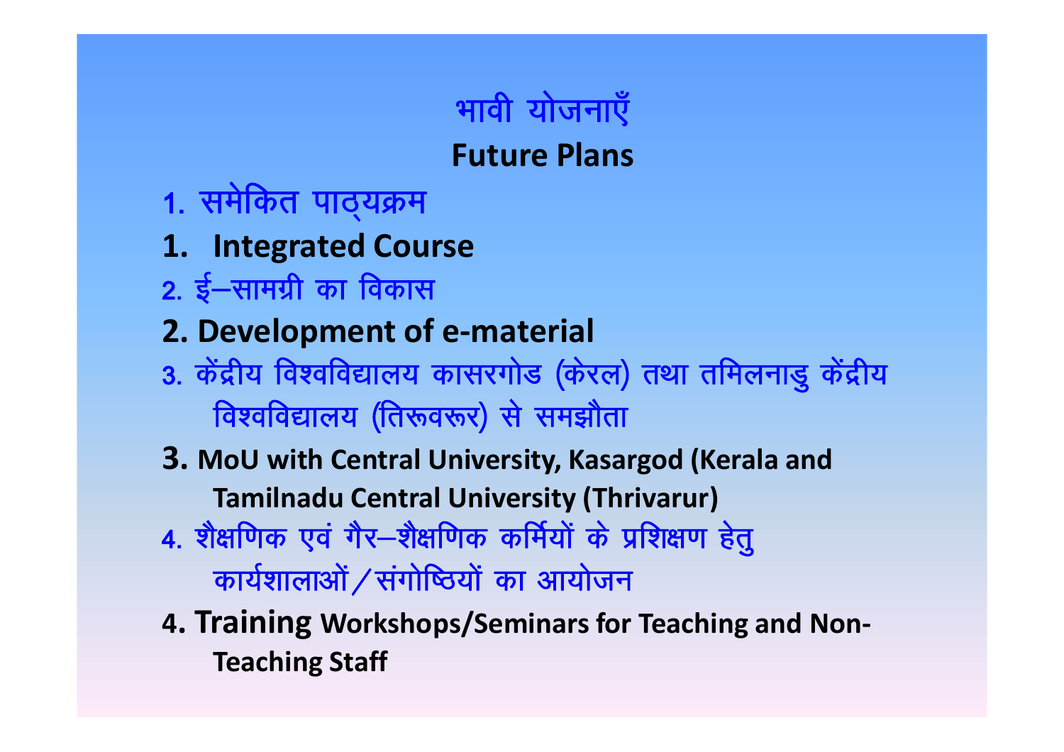# भावी योजनाएँ

## Future Plans

1. समेकित पाठ्यक्रम

1. **Integrated Course**

2. ई–सामग्री का विकास

2. **Development of e-material**

3. केंद्रीय विश्वविद्यालय कासरगोड (केरल) तथा तमिलनाडु केंद्रीय विश्वविद्यालय (तिरूवरूर) से समझौता

3. **MoU with Central University, Kasargod (Kerala and Tamilnadu Central University (Thrivarur)**

4. शैक्षणिक एवं गैर–शैक्षणिक कर्मियों के प्रशिक्षण हेतु कार्यशालाओं / संगोष्ठियों का आयोजन

4. **Training Workshops/Seminars for Teaching and Non-Teaching Staff**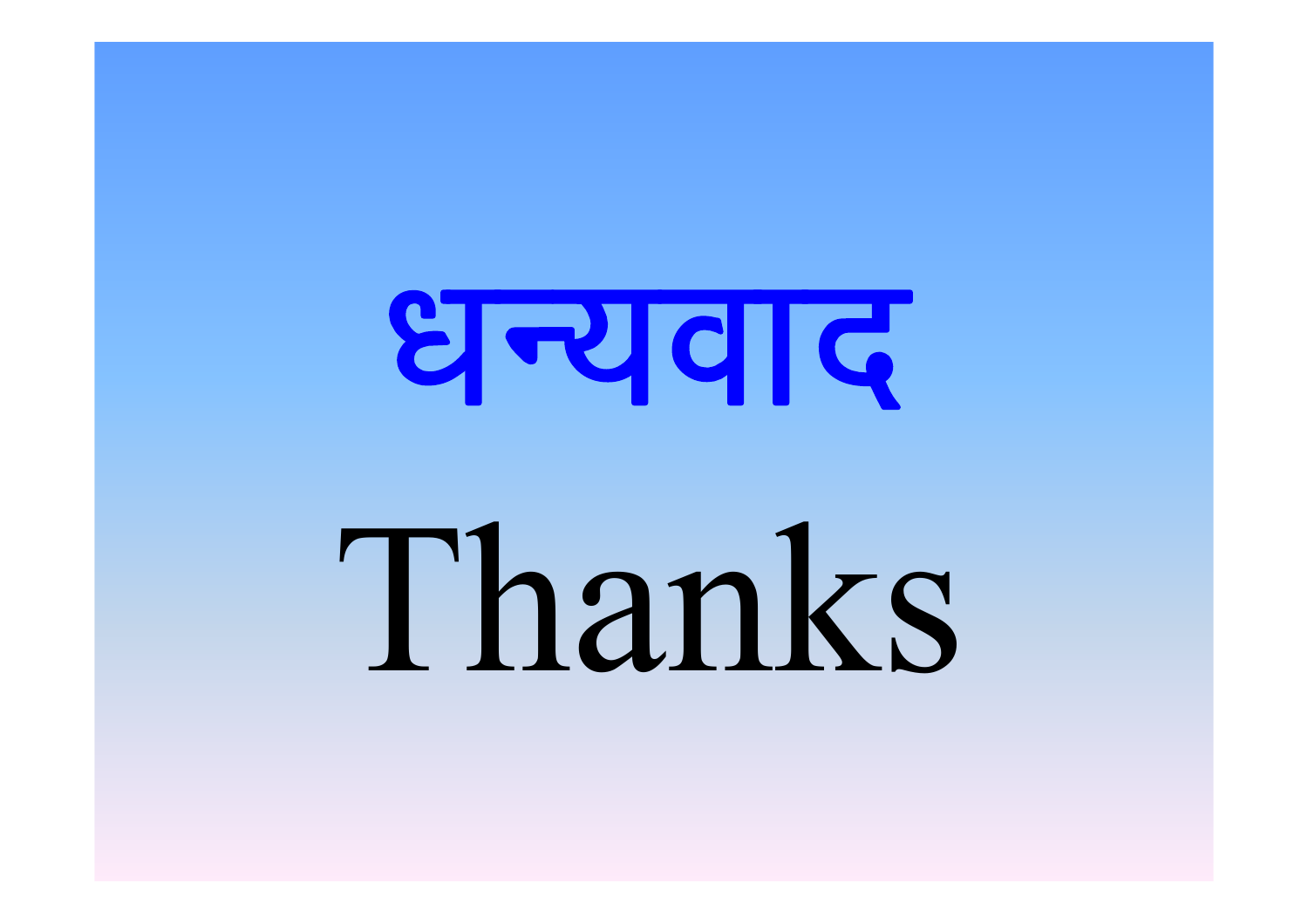# धन्यवाद

# Thanks